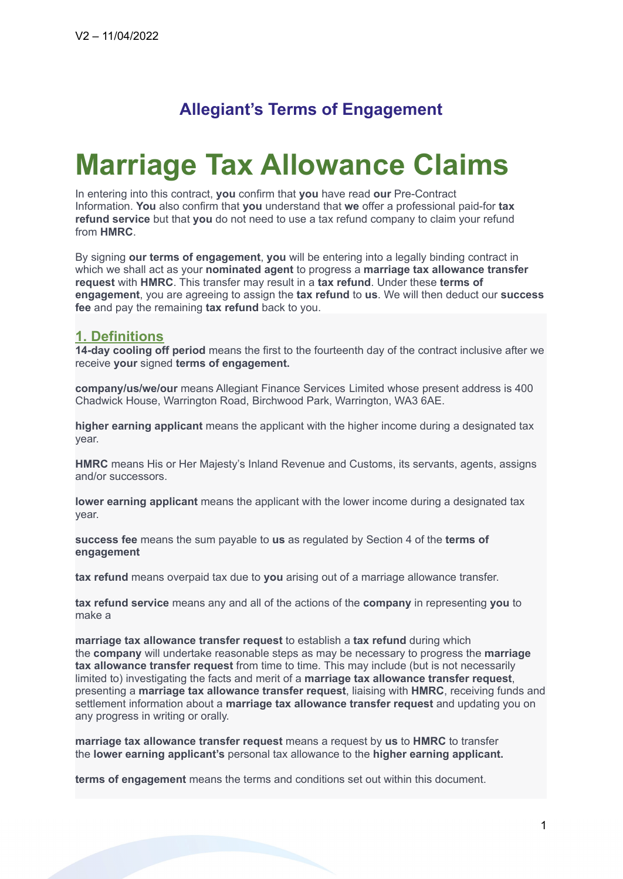V2 – 11/04/2022

## Allegiant's Terms of Engagement

# Marriage Tax Allowance Claims

In entering into this contract, **you** confirm that **you** have read **our** Pre-Contract Information. **You** also confirm that **you** understand that **we** offer a professional paid-for **tax refund service** but that **you** do not need to use a tax refund company to claim your refund from **HMRC**.

By signing **our terms of engagement**, **you** will be entering into a legally binding contract in which we shall act as your **nominated agent** to progress a **marriage tax allowance transfer request** with **HMRC**. This transfer may result in a **tax refund**. Under these **terms of engagement**, you are agreeing to assign the **tax refund** to **us**. We will then deduct our **success fee** and pay the remaining **tax refund** back to you.

## 1. Definitions

**14-day cooling off period** means the first to the fourteenth day of the contract inclusive after we receive **your** signed **terms of engagement.**

**company/us/we/our** means Allegiant Finance Services Limited whose present address is 400 Chadwick House, Warrington Road, Birchwood Park, Warrington, WA3 6AE.

**higher earning applicant** means the applicant with the higher income during a designated tax year.

**HMRC** means His or Her Majesty's Inland Revenue and Customs, its servants, agents, assigns and/or successors.

**lower earning applicant** means the applicant with the lower income during a designated tax year.

**success fee** means the sum payable to **us** as regulated by Section 4 of the **terms of engagement**

**tax refund** means overpaid tax due to **you** arising out of a marriage allowance transfer.

**tax refund service** means any and all of the actions of the **company** in representing **you** to make a

**marriage tax allowance transfer request** to establish a **tax refund** during which the **company** will undertake reasonable steps as may be necessary to progress the **marriage tax allowance transfer request** from time to time. This may include (but is not necessarily limited to) investigating the facts and merit of a **marriage tax allowance transfer request**, presenting a **marriage tax allowance transfer request**, liaising with **HMRC**, receiving funds and settlement information about a **marriage tax allowance transfer request** and updating you on any progress in writing or orally.

**marriage tax allowance transfer request** means a request by **us** to **HMRC** to transfer the **lower earning applicant's** personal tax allowance to the **higher earning applicant.**

**terms of engagement** means the terms and conditions set out within this document.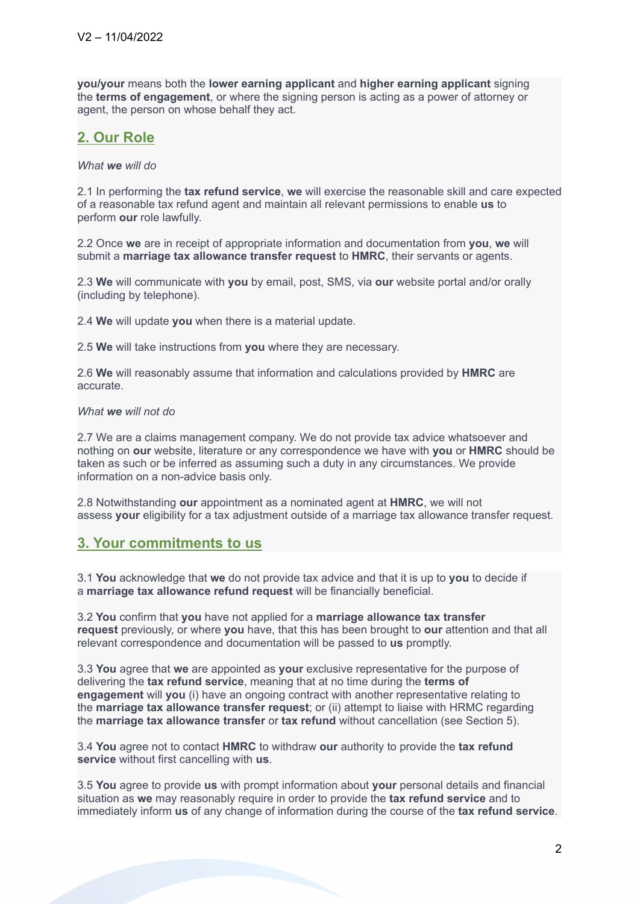**you/your** means both the **lower earning applicant** and **higher earning applicant** signing the **terms of engagement**, or where the signing person is acting as a power of attorney or agent, the person on whose behalf they act.

## 2. Our Role

*What **we** will do*

2.1 In performing the **tax refund service**, **we** will exercise the reasonable skill and care expected of a reasonable tax refund agent and maintain all relevant permissions to enable **us** to perform **our** role lawfully.

2.2 Once **we** are in receipt of appropriate information and documentation from **you**, **we** will submit a **marriage tax allowance transfer request** to **HMRC**, their servants or agents.

2.3 **We** will communicate with **you** by email, post, SMS, via **our** website portal and/or orally (including by telephone).

2.4 **We** will update **you** when there is a material update.

2.5 **We** will take instructions from **you** where they are necessary.

2.6 **We** will reasonably assume that information and calculations provided by **HMRC** are accurate.

*What **we** will not do*

2.7 We are a claims management company. We do not provide tax advice whatsoever and nothing on **our** website, literature or any correspondence we have with **you** or **HMRC** should be taken as such or be inferred as assuming such a duty in any circumstances. We provide information on a non-advice basis only.

2.8 Notwithstanding **our** appointment as a nominated agent at **HMRC**, we will not assess **your** eligibility for a tax adjustment outside of a marriage tax allowance transfer request.

## 3. Your commitments to us

3.1 **You** acknowledge that **we** do not provide tax advice and that it is up to **you** to decide if a **marriage tax allowance refund request** will be financially beneficial.

3.2 **You** confirm that **you** have not applied for a **marriage allowance tax transfer request** previously, or where **you** have, that this has been brought to **our** attention and that all relevant correspondence and documentation will be passed to **us** promptly.

3.3 **You** agree that **we** are appointed as **your** exclusive representative for the purpose of delivering the **tax refund service**, meaning that at no time during the **terms of engagement** will **you** (i) have an ongoing contract with another representative relating to the **marriage tax allowance transfer request**; or (ii) attempt to liaise with HRMC regarding the **marriage tax allowance transfer** or **tax refund** without cancellation (see Section 5).

3.4 **You** agree not to contact **HMRC** to withdraw **our** authority to provide the **tax refund service** without first cancelling with **us**.

3.5 **You** agree to provide **us** with prompt information about **your** personal details and financial situation as **we** may reasonably require in order to provide the **tax refund service** and to immediately inform **us** of any change of information during the course of the **tax refund service**.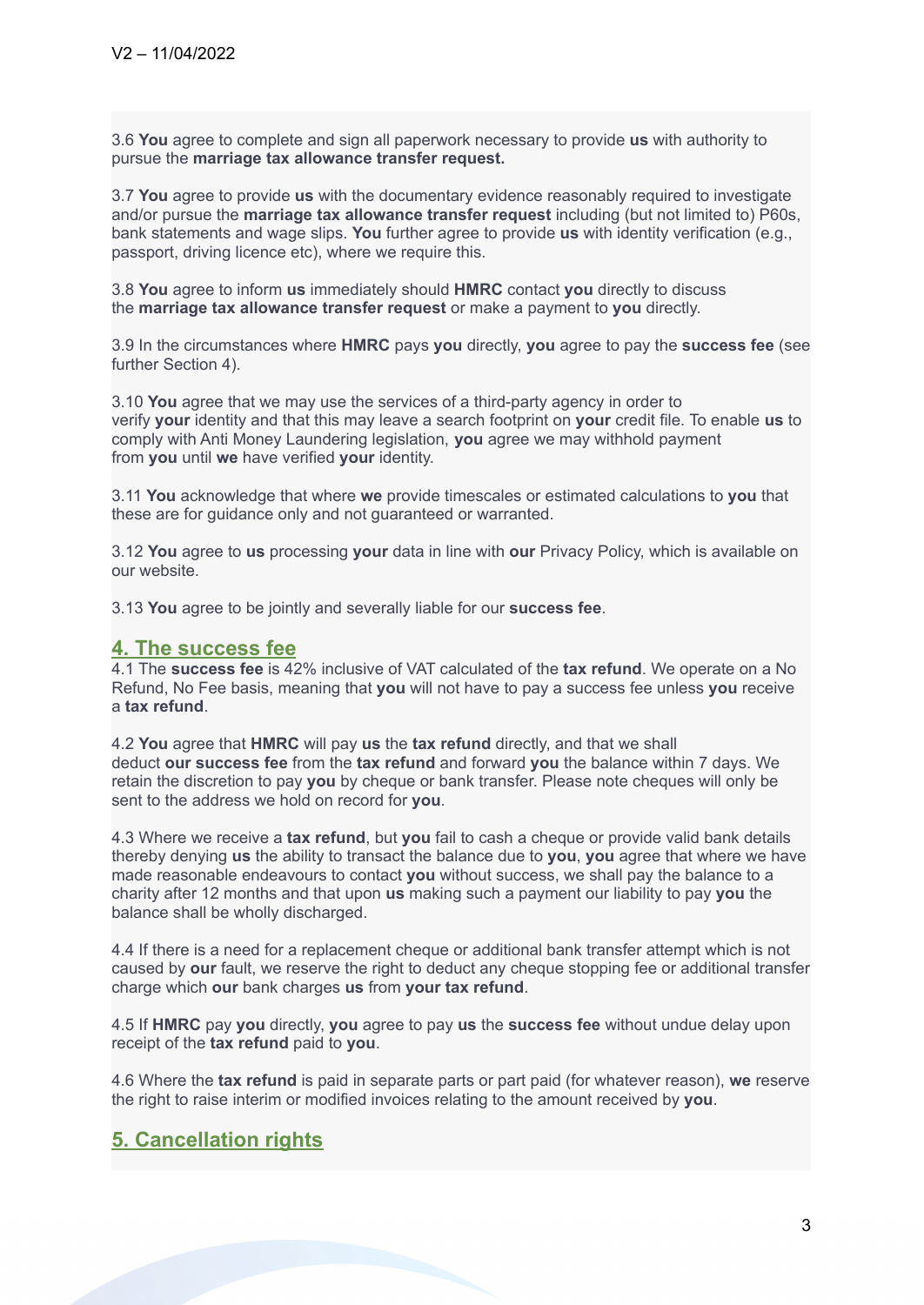3.6 **You** agree to complete and sign all paperwork necessary to provide **us** with authority to pursue the **marriage tax allowance transfer request.**

3.7 **You** agree to provide **us** with the documentary evidence reasonably required to investigate and/or pursue the **marriage tax allowance transfer request** including (but not limited to) P60s, bank statements and wage slips. **You** further agree to provide **us** with identity verification (e.g., passport, driving licence etc), where we require this.

3.8 **You** agree to inform **us** immediately should **HMRC** contact **you** directly to discuss the **marriage tax allowance transfer request** or make a payment to **you** directly.

3.9 In the circumstances where **HMRC** pays **you** directly, **you** agree to pay the **success fee** (see further Section 4).

3.10 **You** agree that we may use the services of a third-party agency in order to verify **your** identity and that this may leave a search footprint on **your** credit file. To enable **us** to comply with Anti Money Laundering legislation, **you** agree we may withhold payment from **you** until **we** have verified **your** identity.

3.11 **You** acknowledge that where **we** provide timescales or estimated calculations to **you** that these are for guidance only and not guaranteed or warranted.

3.12 **You** agree to **us** processing **your** data in line with **our** Privacy Policy, which is available on our website.

3.13 **You** agree to be jointly and severally liable for our **success fee**.

## 4. The success fee

4.1 The **success fee** is 42% inclusive of VAT calculated of the **tax refund**. We operate on a No Refund, No Fee basis, meaning that **you** will not have to pay a success fee unless **you** receive a **tax refund**.

4.2 **You** agree that **HMRC** will pay **us** the **tax refund** directly, and that we shall deduct **our success fee** from the **tax refund** and forward **you** the balance within 7 days. We retain the discretion to pay **you** by cheque or bank transfer. Please note cheques will only be sent to the address we hold on record for **you**.

4.3 Where we receive a **tax refund**, but **you** fail to cash a cheque or provide valid bank details thereby denying **us** the ability to transact the balance due to **you**, **you** agree that where we have made reasonable endeavours to contact **you** without success, we shall pay the balance to a charity after 12 months and that upon **us** making such a payment our liability to pay **you** the balance shall be wholly discharged.

4.4 If there is a need for a replacement cheque or additional bank transfer attempt which is not caused by **our** fault, we reserve the right to deduct any cheque stopping fee or additional transfer charge which **our** bank charges **us** from **your tax refund**.

4.5 If **HMRC** pay **you** directly, **you** agree to pay **us** the **success fee** without undue delay upon receipt of the **tax refund** paid to **you**.

4.6 Where the **tax refund** is paid in separate parts or part paid (for whatever reason), **we** reserve the right to raise interim or modified invoices relating to the amount received by **you**.

## 5. Cancellation rights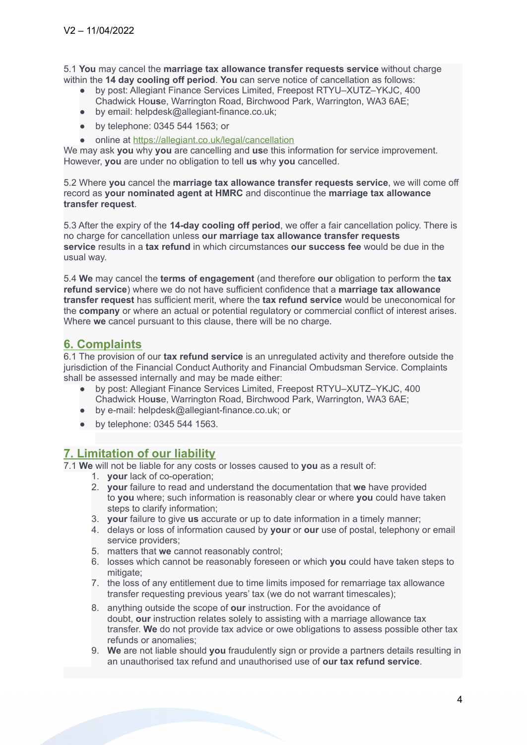V2 – 11/04/2022

5.1 **You** may cancel the **marriage tax allowance transfer requests service** without charge within the **14 day cooling off period**. **You** can serve notice of cancellation as follows:

- by post: Allegiant Finance Services Limited, Freepost RTYU–XUTZ–YKJC, 400 Chadwick Ho**us**e, Warrington Road, Birchwood Park, Warrington, WA3 6AE;
- by email: helpdesk@allegiant-finance.co.uk;
- by telephone: 0345 544 1563; or
- online at [https://allegiant.co.uk/legal/cancellation](https://allegiant.co.uk/legal/cancellation)

We may ask **you** why **you** are cancelling and **us**e this information for service improvement. However, **you** are under no obligation to tell **us** why **you** cancelled.

5.2 Where **you** cancel the **marriage tax allowance transfer requests service**, we will come off record as **your nominated agent at HMRC** and discontinue the **marriage tax allowance transfer request**.

5.3 After the expiry of the **14-day cooling off period**, we offer a fair cancellation policy. There is no charge for cancellation unless **our marriage tax allowance transfer requests service** results in a **tax refund** in which circumstances **our success fee** would be due in the usual way.

5.4 **We** may cancel the **terms of engagement** (and therefore **our** obligation to perform the **tax refund service**) where we do not have sufficient confidence that a **marriage tax allowance transfer request** has sufficient merit, where the **tax refund service** would be uneconomical for the **company** or where an actual or potential regulatory or commercial conflict of interest arises. Where **we** cancel pursuant to this clause, there will be no charge.

## 6. Complaints

6.1 The provision of our **tax refund service** is an unregulated activity and therefore outside the jurisdiction of the Financial Conduct Authority and Financial Ombudsman Service. Complaints shall be assessed internally and may be made either:

- by post: Allegiant Finance Services Limited, Freepost RTYU–XUTZ–YKJC, 400 Chadwick Ho**us**e, Warrington Road, Birchwood Park, Warrington, WA3 6AE;
- by e-mail: helpdesk@allegiant-finance.co.uk; or
- by telephone: 0345 544 1563.

## 7. Limitation of our liability

7.1 **We** will not be liable for any costs or losses caused to **you** as a result of:

1. **your** lack of co-operation;
2. **your** failure to read and understand the documentation that **we** have provided to **you** where; such information is reasonably clear or where **you** could have taken steps to clarify information;
3. **your** failure to give **us** accurate or up to date information in a timely manner;
4. delays or loss of information caused by **your** or **our** use of postal, telephony or email service providers;
5. matters that **we** cannot reasonably control;
6. losses which cannot be reasonably foreseen or which **you** could have taken steps to mitigate;
7. the loss of any entitlement due to time limits imposed for remarriage tax allowance transfer requesting previous years' tax (we do not warrant timescales);
8. anything outside the scope of **our** instruction. For the avoidance of doubt, **our** instruction relates solely to assisting with a marriage allowance tax transfer. **We** do not provide tax advice or owe obligations to assess possible other tax refunds or anomalies;
9. **We** are not liable should **you** fraudulently sign or provide a partners details resulting in an unauthorised tax refund and unauthorised use of **our tax refund service**.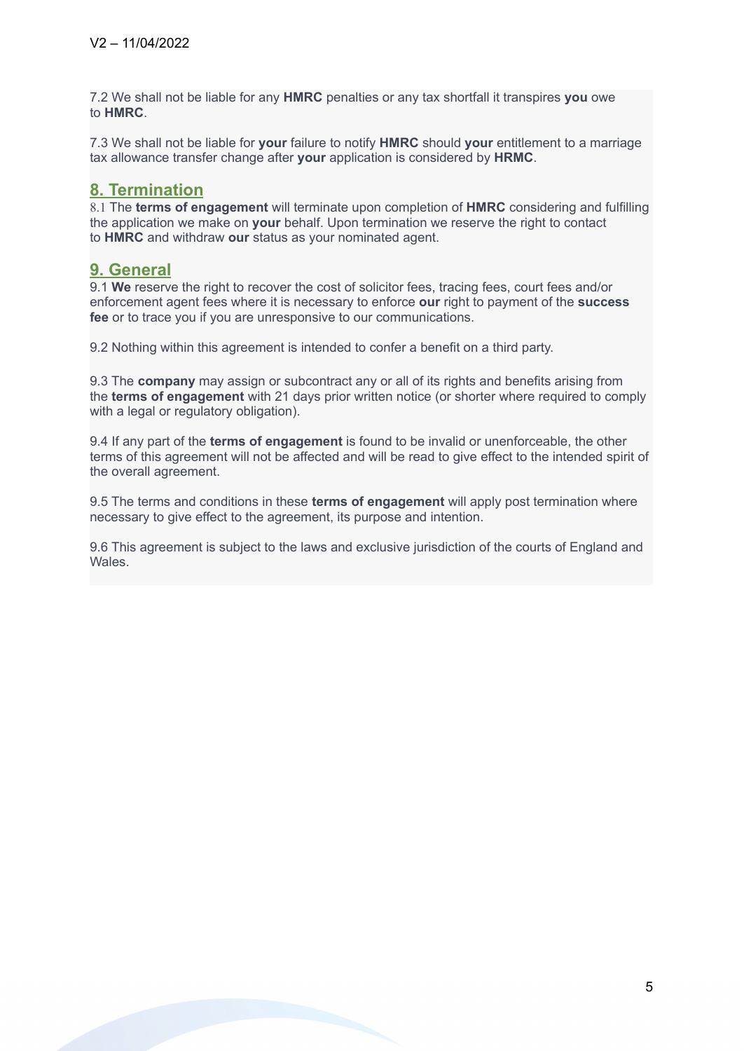7.2 We shall not be liable for any **HMRC** penalties or any tax shortfall it transpires **you** owe to **HMRC**.

7.3 We shall not be liable for **your** failure to notify **HMRC** should **your** entitlement to a marriage tax allowance transfer change after **your** application is considered by **HRMC**.

## 8. Termination

8.1 The **terms of engagement** will terminate upon completion of **HMRC** considering and fulfilling the application we make on **your** behalf. Upon termination we reserve the right to contact to **HMRC** and withdraw **our** status as your nominated agent.

## 9. General

9.1 **We** reserve the right to recover the cost of solicitor fees, tracing fees, court fees and/or enforcement agent fees where it is necessary to enforce **our** right to payment of the **success fee** or to trace you if you are unresponsive to our communications.

9.2 Nothing within this agreement is intended to confer a benefit on a third party.

9.3 The **company** may assign or subcontract any or all of its rights and benefits arising from the **terms of engagement** with 21 days prior written notice (or shorter where required to comply with a legal or regulatory obligation).

9.4 If any part of the **terms of engagement** is found to be invalid or unenforceable, the other terms of this agreement will not be affected and will be read to give effect to the intended spirit of the overall agreement.

9.5 The terms and conditions in these **terms of engagement** will apply post termination where necessary to give effect to the agreement, its purpose and intention.

9.6 This agreement is subject to the laws and exclusive jurisdiction of the courts of England and Wales.